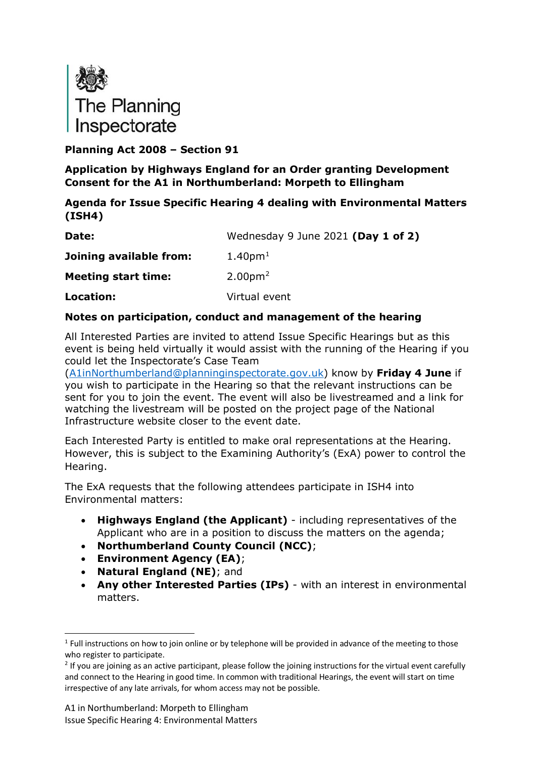The Planning Inspectorate

**Planning Act 2008 – Section 91**

**Application by Highways England for an Order granting Development Consent for the A1 in Northumberland: Morpeth to Ellingham**

**Agenda for Issue Specific Hearing 4 dealing with Environmental Matters (ISH4)**

| | |
|---|---|
| **Date:** | Wednesday 9 June 2021 **(Day 1 of 2)** |
| **Joining available from:** | 1.40pm[1] |
| **Meeting start time:** | 2.00pm[2] |
| **Location:** | Virtual event |

**Notes on participation, conduct and management of the hearing**

All Interested Parties are invited to attend Issue Specific Hearings but as this event is being held virtually it would assist with the running of the Hearing if you could let the Inspectorate's Case Team (A1inNorthumberland@planninginspectorate.gov.uk) know by **Friday 4 June** if you wish to participate in the Hearing so that the relevant instructions can be sent for you to join the event. The event will also be livestreamed and a link for watching the livestream will be posted on the project page of the National Infrastructure website closer to the event date.

Each Interested Party is entitled to make oral representations at the Hearing. However, this is subject to the Examining Authority's (ExA) power to control the Hearing.

The ExA requests that the following attendees participate in ISH4 into Environmental matters:

- **Highways England (the Applicant)** - including representatives of the Applicant who are in a position to discuss the matters on the agenda;
- **Northumberland County Council (NCC)**;
- **Environment Agency (EA)**;
- **Natural England (NE)**; and
- **Any other Interested Parties (IPs)** - with an interest in environmental matters.

[1] Full instructions on how to join online or by telephone will be provided in advance of the meeting to those who register to participate.

[2] If you are joining as an active participant, please follow the joining instructions for the virtual event carefully and connect to the Hearing in good time. In common with traditional Hearings, the event will start on time irrespective of any late arrivals, for whom access may not be possible.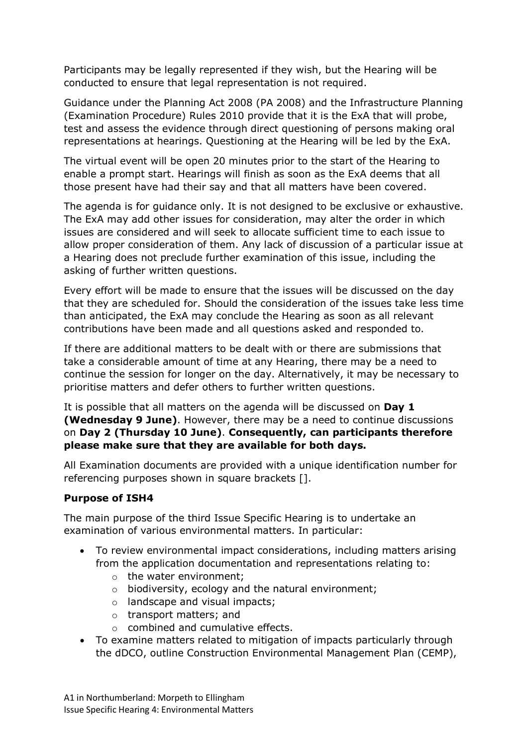Participants may be legally represented if they wish, but the Hearing will be conducted to ensure that legal representation is not required.

Guidance under the Planning Act 2008 (PA 2008) and the Infrastructure Planning (Examination Procedure) Rules 2010 provide that it is the ExA that will probe, test and assess the evidence through direct questioning of persons making oral representations at hearings. Questioning at the Hearing will be led by the ExA.

The virtual event will be open 20 minutes prior to the start of the Hearing to enable a prompt start. Hearings will finish as soon as the ExA deems that all those present have had their say and that all matters have been covered.

The agenda is for guidance only. It is not designed to be exclusive or exhaustive. The ExA may add other issues for consideration, may alter the order in which issues are considered and will seek to allocate sufficient time to each issue to allow proper consideration of them. Any lack of discussion of a particular issue at a Hearing does not preclude further examination of this issue, including the asking of further written questions.

Every effort will be made to ensure that the issues will be discussed on the day that they are scheduled for. Should the consideration of the issues take less time than anticipated, the ExA may conclude the Hearing as soon as all relevant contributions have been made and all questions asked and responded to.

If there are additional matters to be dealt with or there are submissions that take a considerable amount of time at any Hearing, there may be a need to continue the session for longer on the day. Alternatively, it may be necessary to prioritise matters and defer others to further written questions.

It is possible that all matters on the agenda will be discussed on **Day 1 (Wednesday 9 June)**. However, there may be a need to continue discussions on **Day 2 (Thursday 10 June)**. **Consequently, can participants therefore please make sure that they are available for both days.**

All Examination documents are provided with a unique identification number for referencing purposes shown in square brackets [].

**Purpose of ISH4**

The main purpose of the third Issue Specific Hearing is to undertake an examination of various environmental matters. In particular:

- To review environmental impact considerations, including matters arising from the application documentation and representations relating to:
  - the water environment;
  - biodiversity, ecology and the natural environment;
  - landscape and visual impacts;
  - transport matters; and
  - combined and cumulative effects.
- To examine matters related to mitigation of impacts particularly through the dDCO, outline Construction Environmental Management Plan (CEMP),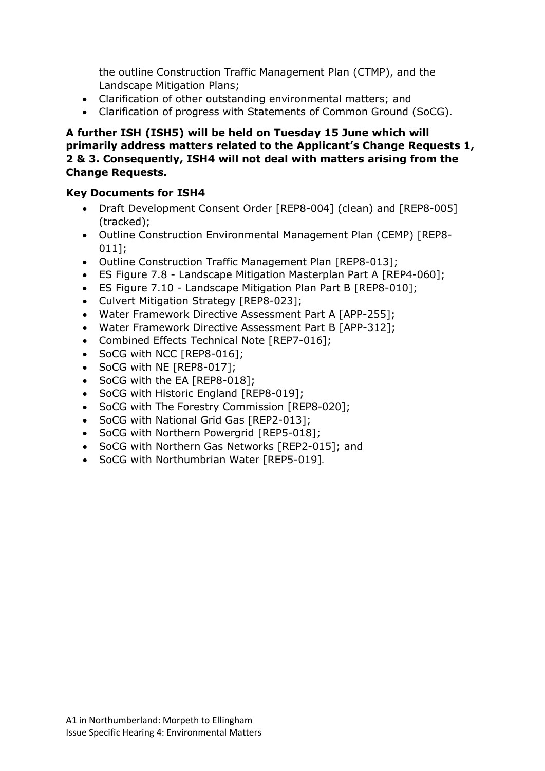the outline Construction Traffic Management Plan (CTMP), and the Landscape Mitigation Plans;

- Clarification of other outstanding environmental matters; and
- Clarification of progress with Statements of Common Ground (SoCG).

**A further ISH (ISH5) will be held on Tuesday 15 June which will primarily address matters related to the Applicant's Change Requests 1, 2 & 3. Consequently, ISH4 will not deal with matters arising from the Change Requests.**

**Key Documents for ISH4**

- Draft Development Consent Order [REP8-004] (clean) and [REP8-005] (tracked);
- Outline Construction Environmental Management Plan (CEMP) [REP8-011];
- Outline Construction Traffic Management Plan [REP8-013];
- ES Figure 7.8 - Landscape Mitigation Masterplan Part A [REP4-060];
- ES Figure 7.10 - Landscape Mitigation Plan Part B [REP8-010];
- Culvert Mitigation Strategy [REP8-023];
- Water Framework Directive Assessment Part A [APP-255];
- Water Framework Directive Assessment Part B [APP-312];
- Combined Effects Technical Note [REP7-016];
- SoCG with NCC [REP8-016];
- SoCG with NE [REP8-017];
- SoCG with the EA [REP8-018];
- SoCG with Historic England [REP8-019];
- SoCG with The Forestry Commission [REP8-020];
- SoCG with National Grid Gas [REP2-013];
- SoCG with Northern Powergrid [REP5-018];
- SoCG with Northern Gas Networks [REP2-015]; and
- SoCG with Northumbrian Water [REP5-019].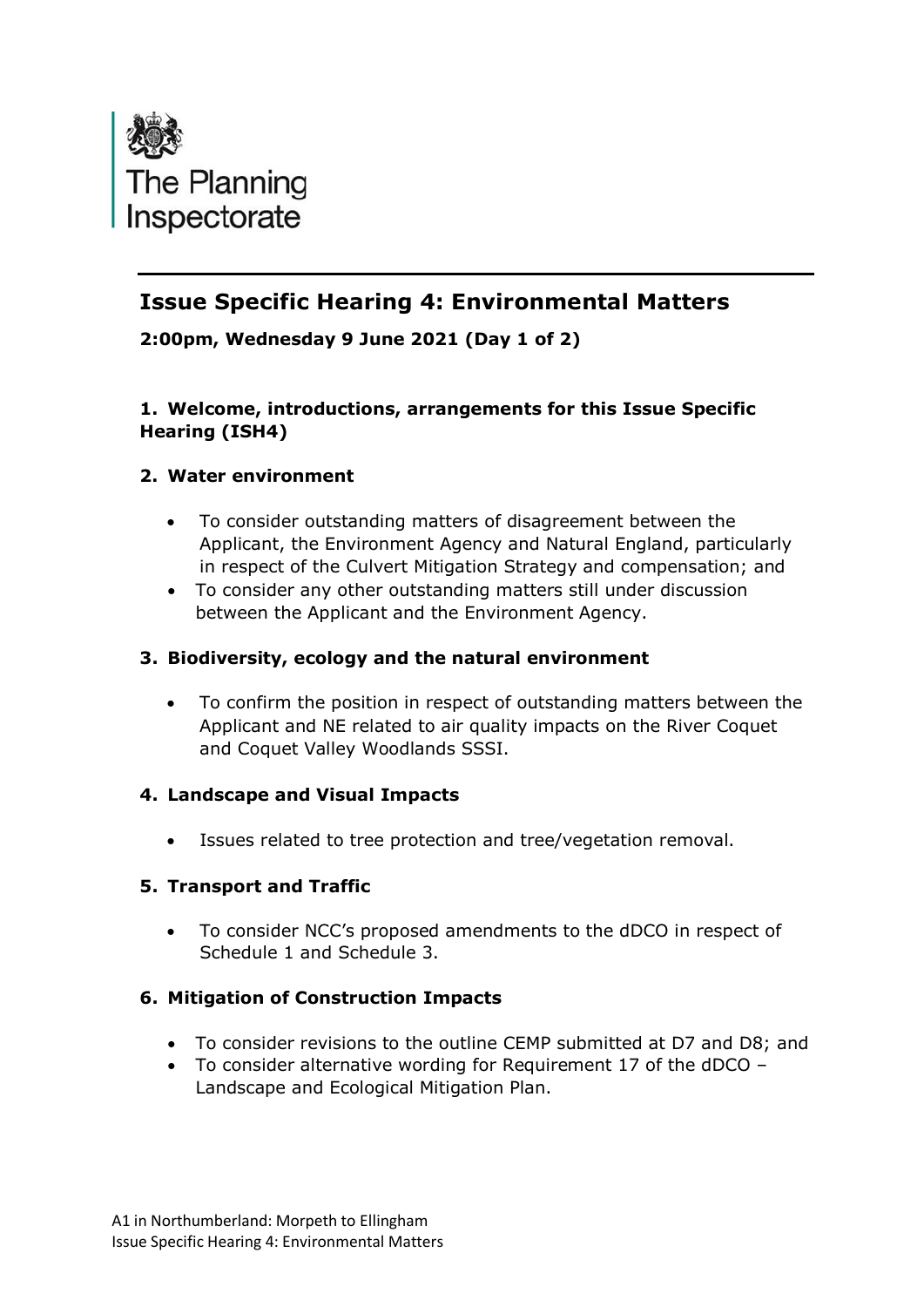The Planning Inspectorate

## Issue Specific Hearing 4: Environmental Matters

**2:00pm, Wednesday 9 June 2021 (Day 1 of 2)**

### 1. Welcome, introductions, arrangements for this Issue Specific Hearing (ISH4)

### 2. Water environment

- To consider outstanding matters of disagreement between the Applicant, the Environment Agency and Natural England, particularly in respect of the Culvert Mitigation Strategy and compensation; and
- To consider any other outstanding matters still under discussion between the Applicant and the Environment Agency.

### 3. Biodiversity, ecology and the natural environment

- To confirm the position in respect of outstanding matters between the Applicant and NE related to air quality impacts on the River Coquet and Coquet Valley Woodlands SSSI.

### 4. Landscape and Visual Impacts

- Issues related to tree protection and tree/vegetation removal.

### 5. Transport and Traffic

- To consider NCC's proposed amendments to the dDCO in respect of Schedule 1 and Schedule 3.

### 6. Mitigation of Construction Impacts

- To consider revisions to the outline CEMP submitted at D7 and D8; and
- To consider alternative wording for Requirement 17 of the dDCO – Landscape and Ecological Mitigation Plan.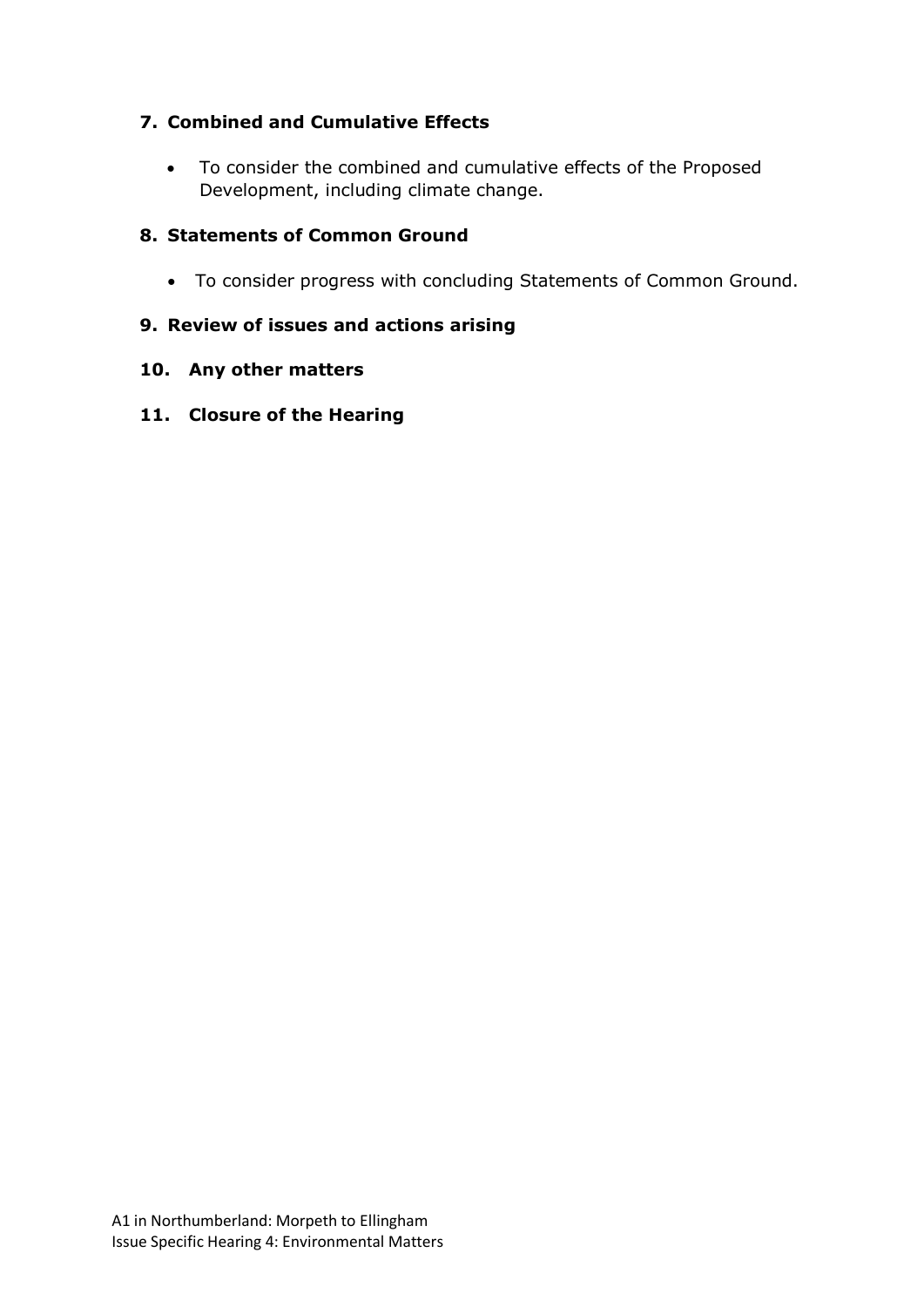## 7. Combined and Cumulative Effects

- To consider the combined and cumulative effects of the Proposed Development, including climate change.

## 8. Statements of Common Ground

- To consider progress with concluding Statements of Common Ground.

## 9. Review of issues and actions arising

## 10. Any other matters

## 11. Closure of the Hearing